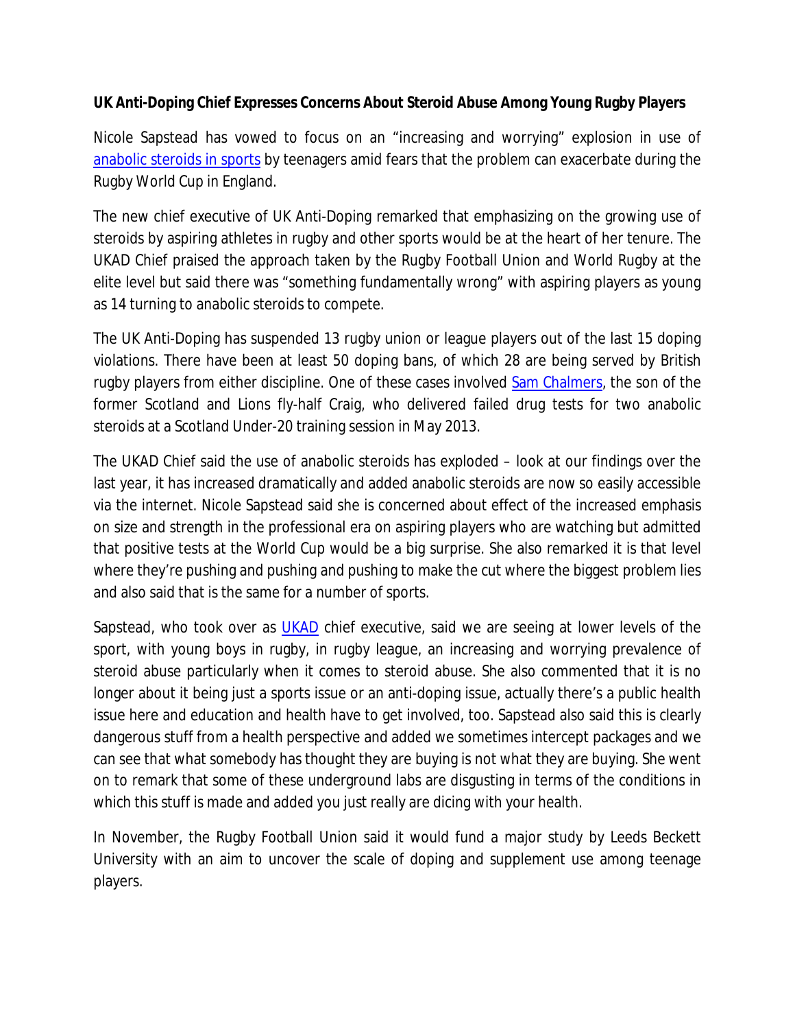**UK Anti-Doping Chief Expresses Concerns About Steroid Abuse Among Young Rugby Players**

Nicole Sapstead has vowed to focus on an "increasing and worrying" explosion in use of anabolic steroids in sports by teenagers amid fears that the problem can exacerbate during the Rugby World Cup in England.

The new chief executive of UK Anti-Doping remarked that emphasizing on the growing use of steroids by aspiring athletes in rugby and other sports would be at the heart of her tenure. The UKAD Chief praised the approach taken by the Rugby Football Union and World Rugby at the elite level but said there was "something fundamentally wrong" with aspiring players as young as 14 turning to anabolic steroids to compete.

The UK Anti-Doping has suspended 13 rugby union or league players out of the last 15 doping violations. There have been at least 50 doping bans, of which 28 are being served by British rugby players from either discipline. One of these cases involved Sam Chalmers, the son of the former Scotland and Lions fly-half Craig, who delivered failed drug tests for two anabolic steroids at a Scotland Under-20 training session in May 2013.

The UKAD Chief said the use of anabolic steroids has exploded – look at our findings over the last year, it has increased dramatically and added anabolic steroids are now so easily accessible via the internet. Nicole Sapstead said she is concerned about effect of the increased emphasis on size and strength in the professional era on aspiring players who are watching but admitted that positive tests at the World Cup would be a big surprise. She also remarked it is that level where they're pushing and pushing and pushing to make the cut where the biggest problem lies and also said that is the same for a number of sports.

Sapstead, who took over as UKAD chief executive, said we are seeing at lower levels of the sport, with young boys in rugby, in rugby league, an increasing and worrying prevalence of steroid abuse particularly when it comes to steroid abuse. She also commented that it is no longer about it being just a sports issue or an anti-doping issue, actually there's a public health issue here and education and health have to get involved, too. Sapstead also said this is clearly dangerous stuff from a health perspective and added we sometimes intercept packages and we can see that what somebody has thought they are buying is not what they are buying. She went on to remark that some of these underground labs are disgusting in terms of the conditions in which this stuff is made and added you just really are dicing with your health.

In November, the Rugby Football Union said it would fund a major study by Leeds Beckett University with an aim to uncover the scale of doping and supplement use among teenage players.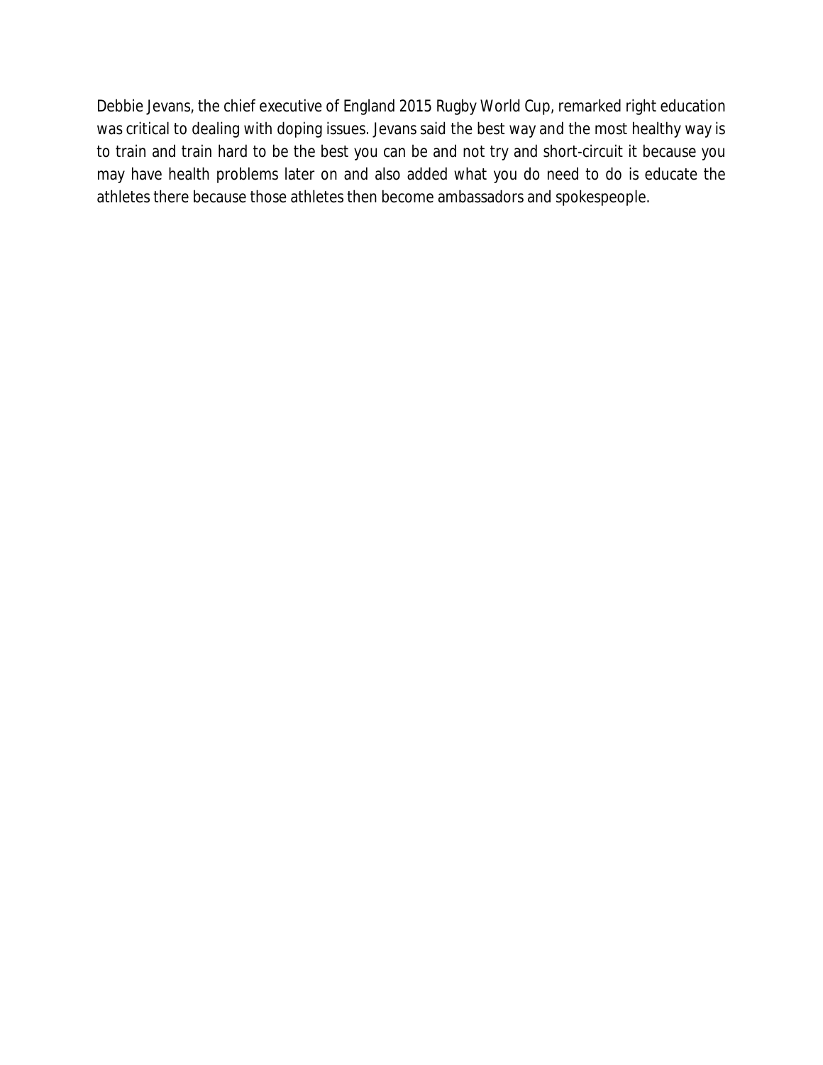Debbie Jevans, the chief executive of England 2015 Rugby World Cup, remarked right education was critical to dealing with doping issues. Jevans said the best way and the most healthy way is to train and train hard to be the best you can be and not try and short-circuit it because you may have health problems later on and also added what you do need to do is educate the athletes there because those athletes then become ambassadors and spokespeople.